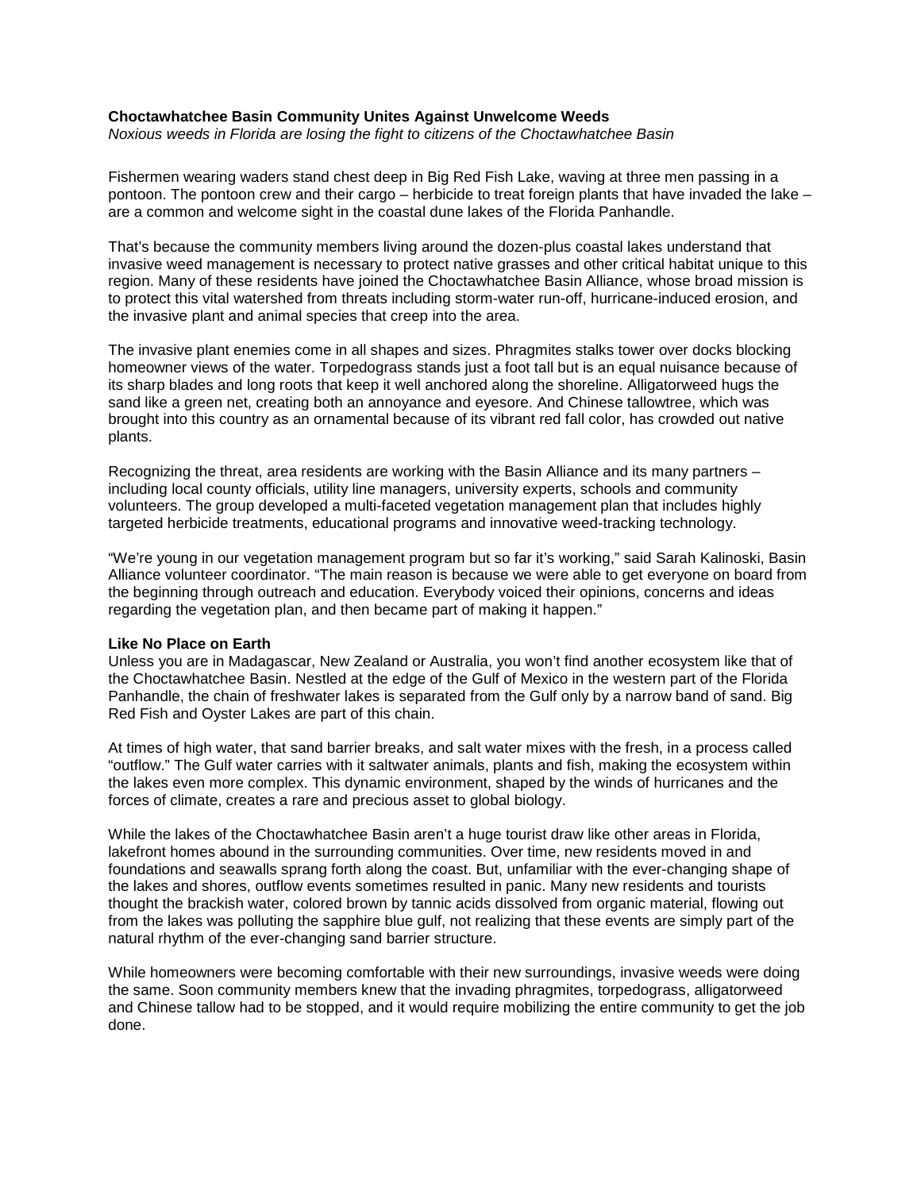# Choctawhatchee Basin Community Unites Against Unwelcome Weeds

*Noxious weeds in Florida are losing the fight to citizens of the Choctawhatchee Basin*

Fishermen wearing waders stand chest deep in Big Red Fish Lake, waving at three men passing in a pontoon. The pontoon crew and their cargo – herbicide to treat foreign plants that have invaded the lake – are a common and welcome sight in the coastal dune lakes of the Florida Panhandle.

That's because the community members living around the dozen-plus coastal lakes understand that invasive weed management is necessary to protect native grasses and other critical habitat unique to this region. Many of these residents have joined the Choctawhatchee Basin Alliance, whose broad mission is to protect this vital watershed from threats including storm-water run-off, hurricane-induced erosion, and the invasive plant and animal species that creep into the area.

The invasive plant enemies come in all shapes and sizes. Phragmites stalks tower over docks blocking homeowner views of the water. Torpedograss stands just a foot tall but is an equal nuisance because of its sharp blades and long roots that keep it well anchored along the shoreline. Alligatorweed hugs the sand like a green net, creating both an annoyance and eyesore. And Chinese tallowtree, which was brought into this country as an ornamental because of its vibrant red fall color, has crowded out native plants.

Recognizing the threat, area residents are working with the Basin Alliance and its many partners – including local county officials, utility line managers, university experts, schools and community volunteers. The group developed a multi-faceted vegetation management plan that includes highly targeted herbicide treatments, educational programs and innovative weed-tracking technology.

"We're young in our vegetation management program but so far it's working," said Sarah Kalinoski, Basin Alliance volunteer coordinator. "The main reason is because we were able to get everyone on board from the beginning through outreach and education. Everybody voiced their opinions, concerns and ideas regarding the vegetation plan, and then became part of making it happen."

## Like No Place on Earth

Unless you are in Madagascar, New Zealand or Australia, you won't find another ecosystem like that of the Choctawhatchee Basin. Nestled at the edge of the Gulf of Mexico in the western part of the Florida Panhandle, the chain of freshwater lakes is separated from the Gulf only by a narrow band of sand. Big Red Fish and Oyster Lakes are part of this chain.

At times of high water, that sand barrier breaks, and salt water mixes with the fresh, in a process called "outflow." The Gulf water carries with it saltwater animals, plants and fish, making the ecosystem within the lakes even more complex. This dynamic environment, shaped by the winds of hurricanes and the forces of climate, creates a rare and precious asset to global biology.

While the lakes of the Choctawhatchee Basin aren't a huge tourist draw like other areas in Florida, lakefront homes abound in the surrounding communities. Over time, new residents moved in and foundations and seawalls sprang forth along the coast. But, unfamiliar with the ever-changing shape of the lakes and shores, outflow events sometimes resulted in panic. Many new residents and tourists thought the brackish water, colored brown by tannic acids dissolved from organic material, flowing out from the lakes was polluting the sapphire blue gulf, not realizing that these events are simply part of the natural rhythm of the ever-changing sand barrier structure.

While homeowners were becoming comfortable with their new surroundings, invasive weeds were doing the same. Soon community members knew that the invading phragmites, torpedograss, alligatorweed and Chinese tallow had to be stopped, and it would require mobilizing the entire community to get the job done.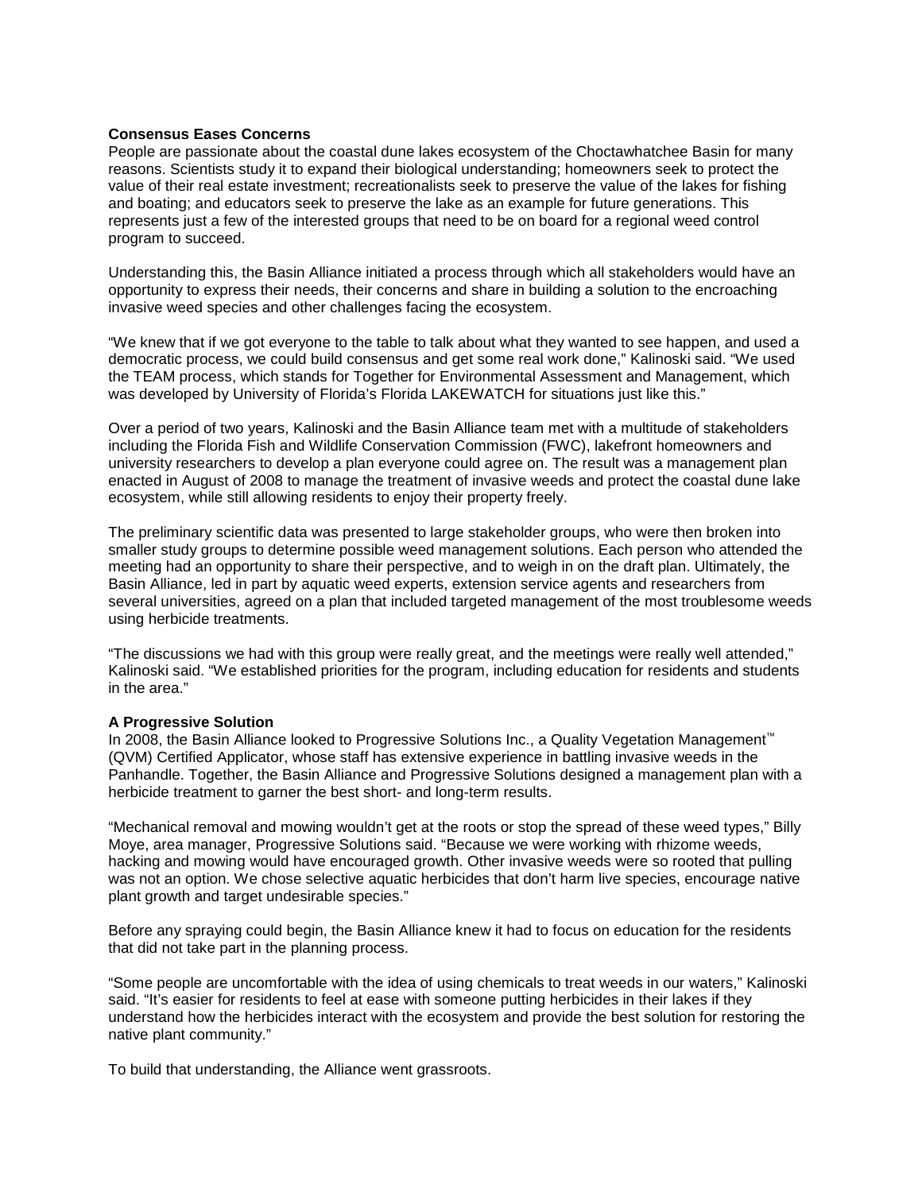**Consensus Eases Concerns**

People are passionate about the coastal dune lakes ecosystem of the Choctawhatchee Basin for many reasons. Scientists study it to expand their biological understanding; homeowners seek to protect the value of their real estate investment; recreationalists seek to preserve the value of the lakes for fishing and boating; and educators seek to preserve the lake as an example for future generations. This represents just a few of the interested groups that need to be on board for a regional weed control program to succeed.

Understanding this, the Basin Alliance initiated a process through which all stakeholders would have an opportunity to express their needs, their concerns and share in building a solution to the encroaching invasive weed species and other challenges facing the ecosystem.

"We knew that if we got everyone to the table to talk about what they wanted to see happen, and used a democratic process, we could build consensus and get some real work done," Kalinoski said. "We used the TEAM process, which stands for Together for Environmental Assessment and Management, which was developed by University of Florida's Florida LAKEWATCH for situations just like this."

Over a period of two years, Kalinoski and the Basin Alliance team met with a multitude of stakeholders including the Florida Fish and Wildlife Conservation Commission (FWC), lakefront homeowners and university researchers to develop a plan everyone could agree on. The result was a management plan enacted in August of 2008 to manage the treatment of invasive weeds and protect the coastal dune lake ecosystem, while still allowing residents to enjoy their property freely.

The preliminary scientific data was presented to large stakeholder groups, who were then broken into smaller study groups to determine possible weed management solutions. Each person who attended the meeting had an opportunity to share their perspective, and to weigh in on the draft plan. Ultimately, the Basin Alliance, led in part by aquatic weed experts, extension service agents and researchers from several universities, agreed on a plan that included targeted management of the most troublesome weeds using herbicide treatments.

"The discussions we had with this group were really great, and the meetings were really well attended," Kalinoski said. "We established priorities for the program, including education for residents and students in the area."

**A Progressive Solution**

In 2008, the Basin Alliance looked to Progressive Solutions Inc., a Quality Vegetation Management™ (QVM) Certified Applicator, whose staff has extensive experience in battling invasive weeds in the Panhandle. Together, the Basin Alliance and Progressive Solutions designed a management plan with a herbicide treatment to garner the best short- and long-term results.

"Mechanical removal and mowing wouldn't get at the roots or stop the spread of these weed types," Billy Moye, area manager, Progressive Solutions said. "Because we were working with rhizome weeds, hacking and mowing would have encouraged growth. Other invasive weeds were so rooted that pulling was not an option. We chose selective aquatic herbicides that don't harm live species, encourage native plant growth and target undesirable species."

Before any spraying could begin, the Basin Alliance knew it had to focus on education for the residents that did not take part in the planning process.

"Some people are uncomfortable with the idea of using chemicals to treat weeds in our waters," Kalinoski said. "It's easier for residents to feel at ease with someone putting herbicides in their lakes if they understand how the herbicides interact with the ecosystem and provide the best solution for restoring the native plant community."

To build that understanding, the Alliance went grassroots.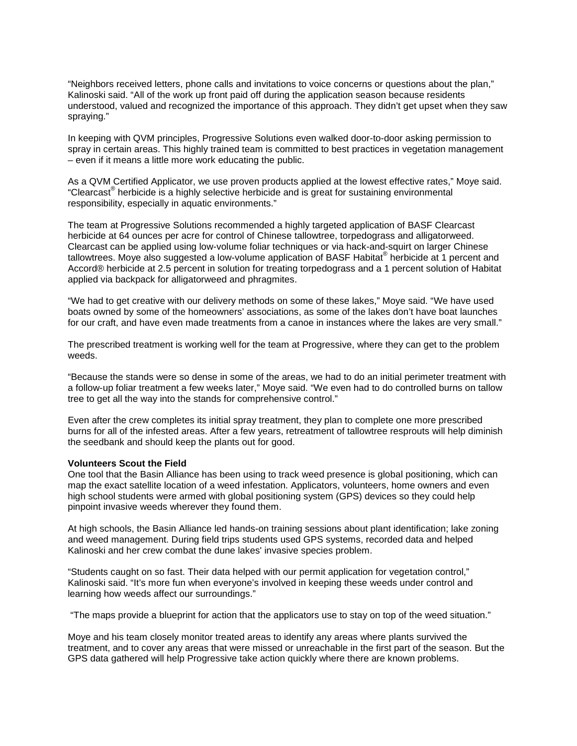"Neighbors received letters, phone calls and invitations to voice concerns or questions about the plan," Kalinoski said. "All of the work up front paid off during the application season because residents understood, valued and recognized the importance of this approach. They didn't get upset when they saw spraying."

In keeping with QVM principles, Progressive Solutions even walked door-to-door asking permission to spray in certain areas. This highly trained team is committed to best practices in vegetation management – even if it means a little more work educating the public.

As a QVM Certified Applicator, we use proven products applied at the lowest effective rates," Moye said. "Clearcast® herbicide is a highly selective herbicide and is great for sustaining environmental responsibility, especially in aquatic environments."

The team at Progressive Solutions recommended a highly targeted application of BASF Clearcast herbicide at 64 ounces per acre for control of Chinese tallowtree, torpedograss and alligatorweed. Clearcast can be applied using low-volume foliar techniques or via hack-and-squirt on larger Chinese tallowtrees. Moye also suggested a low-volume application of BASF Habitat® herbicide at 1 percent and Accord® herbicide at 2.5 percent in solution for treating torpedograss and a 1 percent solution of Habitat applied via backpack for alligatorweed and phragmites.

"We had to get creative with our delivery methods on some of these lakes," Moye said. "We have used boats owned by some of the homeowners' associations, as some of the lakes don't have boat launches for our craft, and have even made treatments from a canoe in instances where the lakes are very small."

The prescribed treatment is working well for the team at Progressive, where they can get to the problem weeds.

"Because the stands were so dense in some of the areas, we had to do an initial perimeter treatment with a follow-up foliar treatment a few weeks later," Moye said. "We even had to do controlled burns on tallow tree to get all the way into the stands for comprehensive control."

Even after the crew completes its initial spray treatment, they plan to complete one more prescribed burns for all of the infested areas. After a few years, retreatment of tallowtree resprouts will help diminish the seedbank and should keep the plants out for good.

**Volunteers Scout the Field**

One tool that the Basin Alliance has been using to track weed presence is global positioning, which can map the exact satellite location of a weed infestation. Applicators, volunteers, home owners and even high school students were armed with global positioning system (GPS) devices so they could help pinpoint invasive weeds wherever they found them.

At high schools, the Basin Alliance led hands-on training sessions about plant identification; lake zoning and weed management. During field trips students used GPS systems, recorded data and helped Kalinoski and her crew combat the dune lakes' invasive species problem.

"Students caught on so fast. Their data helped with our permit application for vegetation control," Kalinoski said. "It's more fun when everyone's involved in keeping these weeds under control and learning how weeds affect our surroundings."

"The maps provide a blueprint for action that the applicators use to stay on top of the weed situation."

Moye and his team closely monitor treated areas to identify any areas where plants survived the treatment, and to cover any areas that were missed or unreachable in the first part of the season. But the GPS data gathered will help Progressive take action quickly where there are known problems.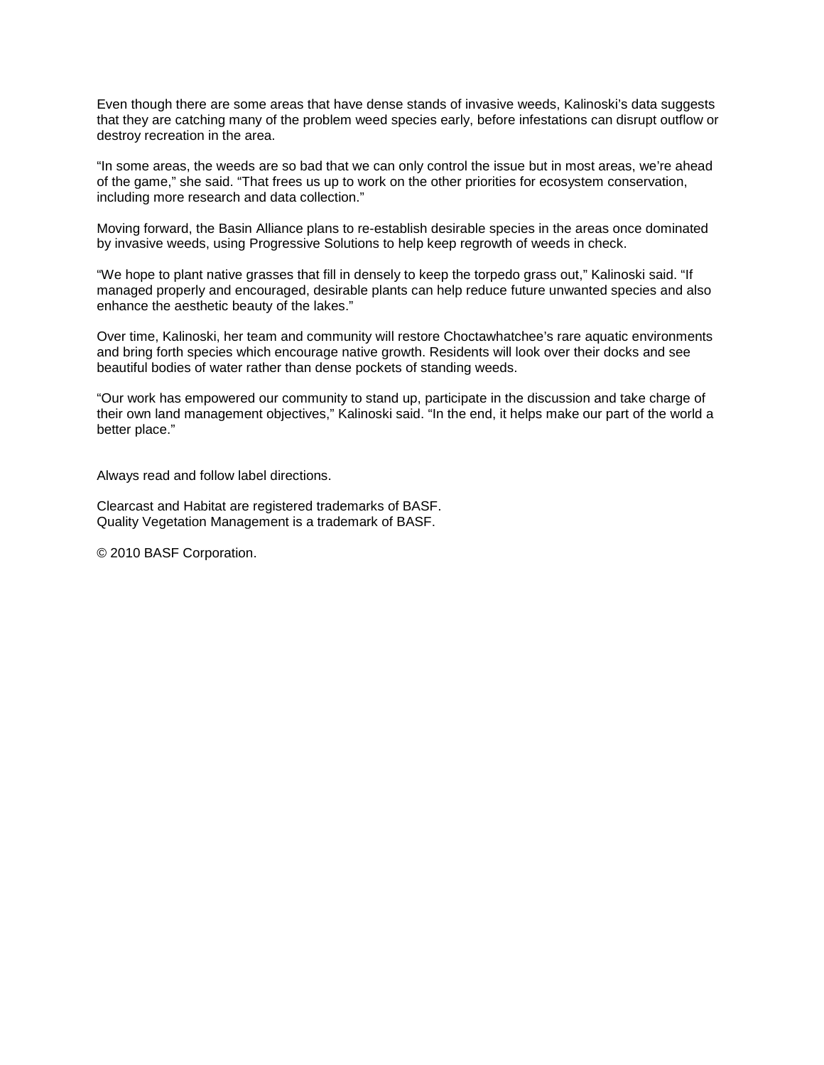Even though there are some areas that have dense stands of invasive weeds, Kalinoski's data suggests that they are catching many of the problem weed species early, before infestations can disrupt outflow or destroy recreation in the area.

"In some areas, the weeds are so bad that we can only control the issue but in most areas, we're ahead of the game," she said. "That frees us up to work on the other priorities for ecosystem conservation, including more research and data collection."

Moving forward, the Basin Alliance plans to re-establish desirable species in the areas once dominated by invasive weeds, using Progressive Solutions to help keep regrowth of weeds in check.

"We hope to plant native grasses that fill in densely to keep the torpedo grass out," Kalinoski said. "If managed properly and encouraged, desirable plants can help reduce future unwanted species and also enhance the aesthetic beauty of the lakes."

Over time, Kalinoski, her team and community will restore Choctawhatchee's rare aquatic environments and bring forth species which encourage native growth. Residents will look over their docks and see beautiful bodies of water rather than dense pockets of standing weeds.

"Our work has empowered our community to stand up, participate in the discussion and take charge of their own land management objectives," Kalinoski said. "In the end, it helps make our part of the world a better place."

Always read and follow label directions.

Clearcast and Habitat are registered trademarks of BASF.
Quality Vegetation Management is a trademark of BASF.

© 2010 BASF Corporation.